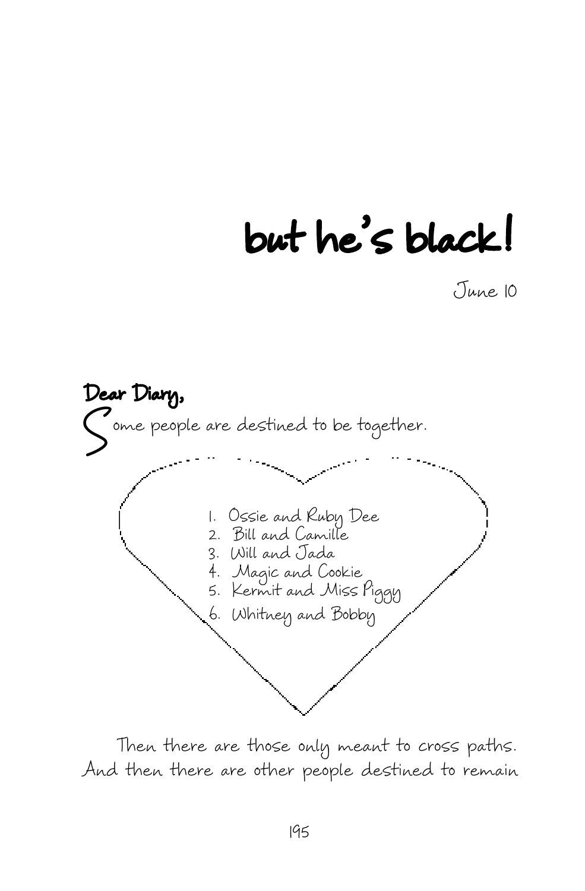# but he's black!

June 10

**Dear Diary,**

Some people are destined to be together.

1. Ossie and Ruby Dee
2. Bill and Camille
3. Will and Jada
4. Magic and Cookie
5. Kermit and Miss Piggy
6. Whitney and Bobby

Then there are those only meant to cross paths. And then there are other people destined to remain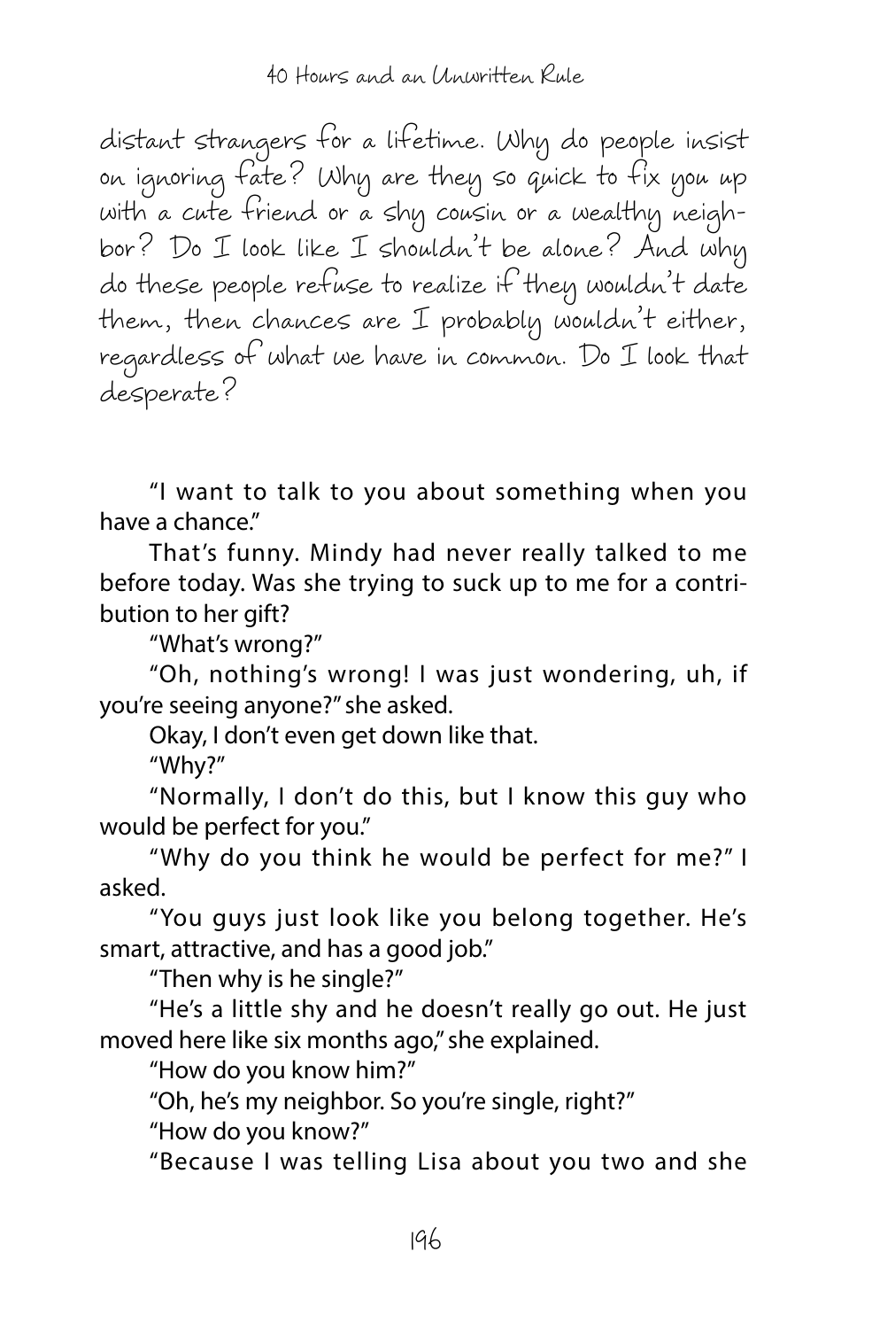*distant strangers for a lifetime. Why do people insist on ignoring fate? Why are they so quick to fix you up with a cute friend or a shy cousin or a wealthy neighbor? Do I look like I shouldn't be alone? And why do these people refuse to realize if they wouldn't date them, then chances are I probably wouldn't either, regardless of what we have in common. Do I look that desperate?*

"I want to talk to you about something when you have a chance."

That's funny. Mindy had never really talked to me before today. Was she trying to suck up to me for a contribution to her gift?

"What's wrong?"

"Oh, nothing's wrong! I was just wondering, uh, if you're seeing anyone?" she asked.

Okay, I don't even get down like that.

"Why?"

"Normally, I don't do this, but I know this guy who would be perfect for you."

"Why do you think he would be perfect for me?" I asked.

"You guys just look like you belong together. He's smart, attractive, and has a good job."

"Then why is he single?"

"He's a little shy and he doesn't really go out. He just moved here like six months ago," she explained.

"How do you know him?"

"Oh, he's my neighbor. So you're single, right?"

"How do you know?"

"Because I was telling Lisa about you two and she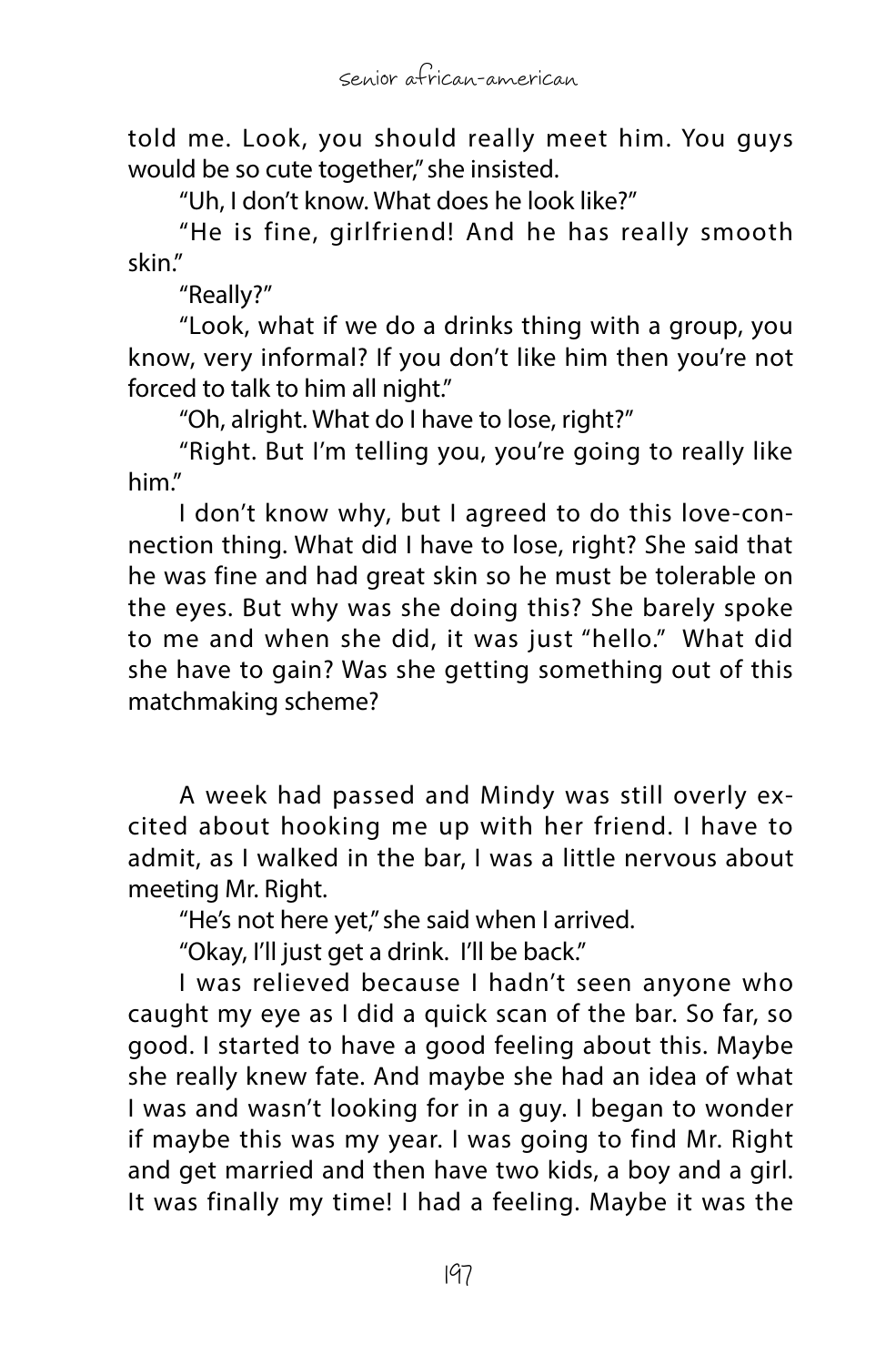told me. Look, you should really meet him. You guys would be so cute together," she insisted.

"Uh, I don't know. What does he look like?"

"He is fine, girlfriend! And he has really smooth skin."

"Really?"

"Look, what if we do a drinks thing with a group, you know, very informal? If you don't like him then you're not forced to talk to him all night."

"Oh, alright. What do I have to lose, right?"

"Right. But I'm telling you, you're going to really like him."

I don't know why, but I agreed to do this love-connection thing. What did I have to lose, right? She said that he was fine and had great skin so he must be tolerable on the eyes. But why was she doing this? She barely spoke to me and when she did, it was just "hello." What did she have to gain? Was she getting something out of this matchmaking scheme?

A week had passed and Mindy was still overly excited about hooking me up with her friend. I have to admit, as I walked in the bar, I was a little nervous about meeting Mr. Right.

"He's not here yet," she said when I arrived.

"Okay, I'll just get a drink. I'll be back."

I was relieved because I hadn't seen anyone who caught my eye as I did a quick scan of the bar. So far, so good. I started to have a good feeling about this. Maybe she really knew fate. And maybe she had an idea of what I was and wasn't looking for in a guy. I began to wonder if maybe this was my year. I was going to find Mr. Right and get married and then have two kids, a boy and a girl. It was finally my time! I had a feeling. Maybe it was the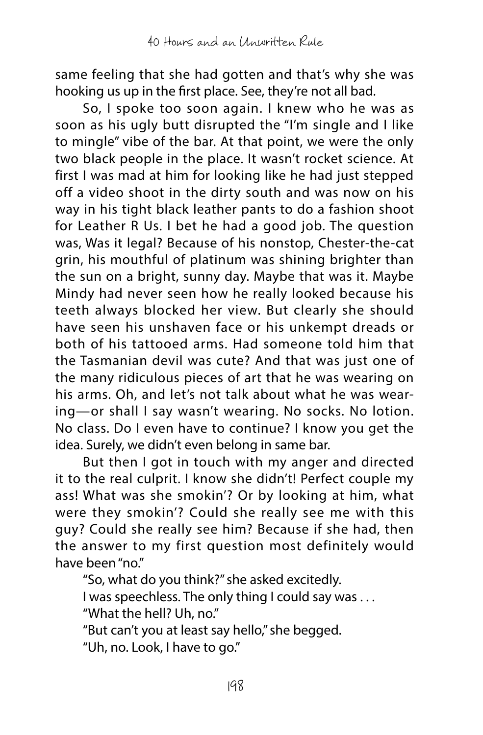same feeling that she had gotten and that's why she was hooking us up in the first place. See, they're not all bad.

So, I spoke too soon again. I knew who he was as soon as his ugly butt disrupted the "I'm single and I like to mingle" vibe of the bar. At that point, we were the only two black people in the place. It wasn't rocket science. At first I was mad at him for looking like he had just stepped off a video shoot in the dirty south and was now on his way in his tight black leather pants to do a fashion shoot for Leather R Us. I bet he had a good job. The question was, Was it legal? Because of his nonstop, Chester-the-cat grin, his mouthful of platinum was shining brighter than the sun on a bright, sunny day. Maybe that was it. Maybe Mindy had never seen how he really looked because his teeth always blocked her view. But clearly she should have seen his unshaven face or his unkempt dreads or both of his tattooed arms. Had someone told him that the Tasmanian devil was cute? And that was just one of the many ridiculous pieces of art that he was wearing on his arms. Oh, and let's not talk about what he was wearing—or shall I say wasn't wearing. No socks. No lotion. No class. Do I even have to continue? I know you get the idea. Surely, we didn't even belong in same bar.

But then I got in touch with my anger and directed it to the real culprit. I know she didn't! Perfect couple my ass! What was she smokin'? Or by looking at him, what were they smokin'? Could she really see me with this guy? Could she really see him? Because if she had, then the answer to my first question most definitely would have been "no."

"So, what do you think?" she asked excitedly.

I was speechless. The only thing I could say was . . .

"What the hell? Uh, no."

"But can't you at least say hello," she begged.

"Uh, no. Look, I have to go."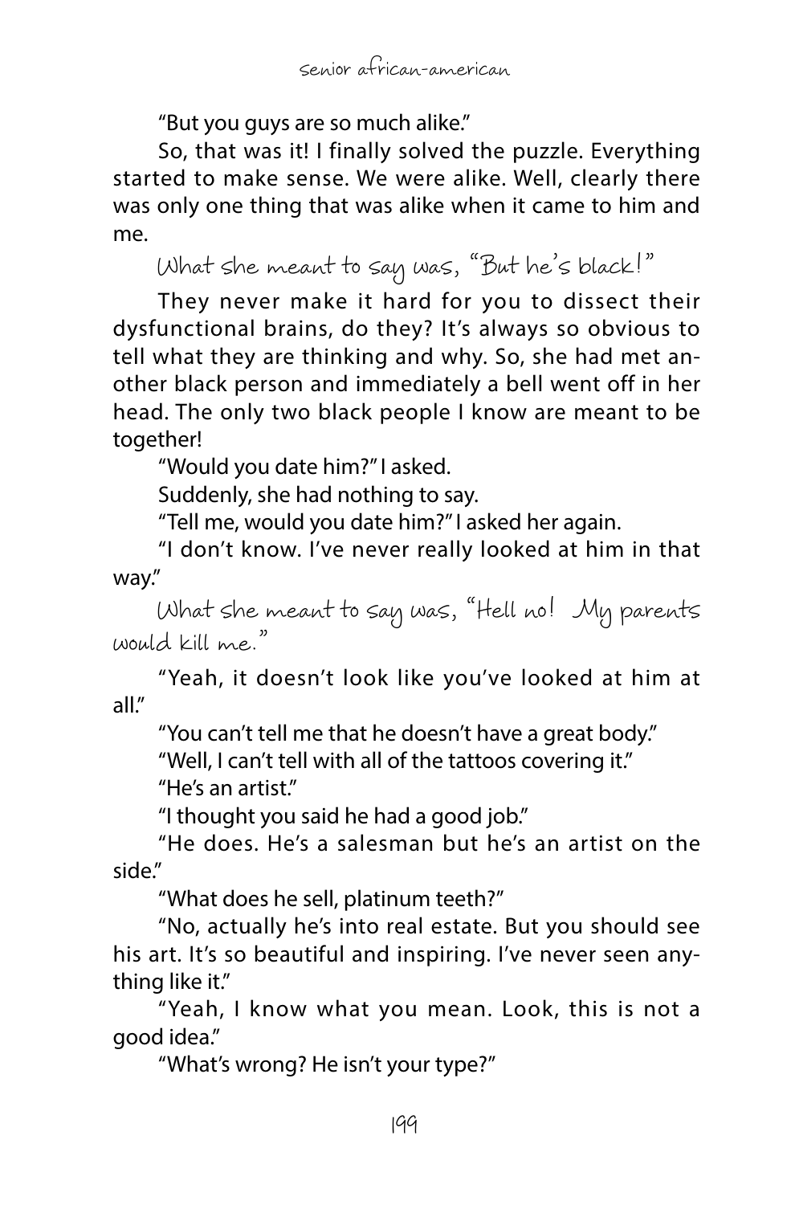"But you guys are so much alike."

So, that was it! I finally solved the puzzle. Everything started to make sense. We were alike. Well, clearly there was only one thing that was alike when it came to him and me.

*What she meant to say was, "But he's black!"*

They never make it hard for you to dissect their dysfunctional brains, do they? It's always so obvious to tell what they are thinking and why. So, she had met another black person and immediately a bell went off in her head. The only two black people I know are meant to be together!

"Would you date him?" I asked.

Suddenly, she had nothing to say.

"Tell me, would you date him?" I asked her again.

"I don't know. I've never really looked at him in that way."

*What she meant to say was, "Hell no! My parents would kill me."*

"Yeah, it doesn't look like you've looked at him at all."

"You can't tell me that he doesn't have a great body."

"Well, I can't tell with all of the tattoos covering it."

"He's an artist."

"I thought you said he had a good job."

"He does. He's a salesman but he's an artist on the side."

"What does he sell, platinum teeth?"

"No, actually he's into real estate. But you should see his art. It's so beautiful and inspiring. I've never seen anything like it."

"Yeah, I know what you mean. Look, this is not a good idea."

"What's wrong? He isn't your type?"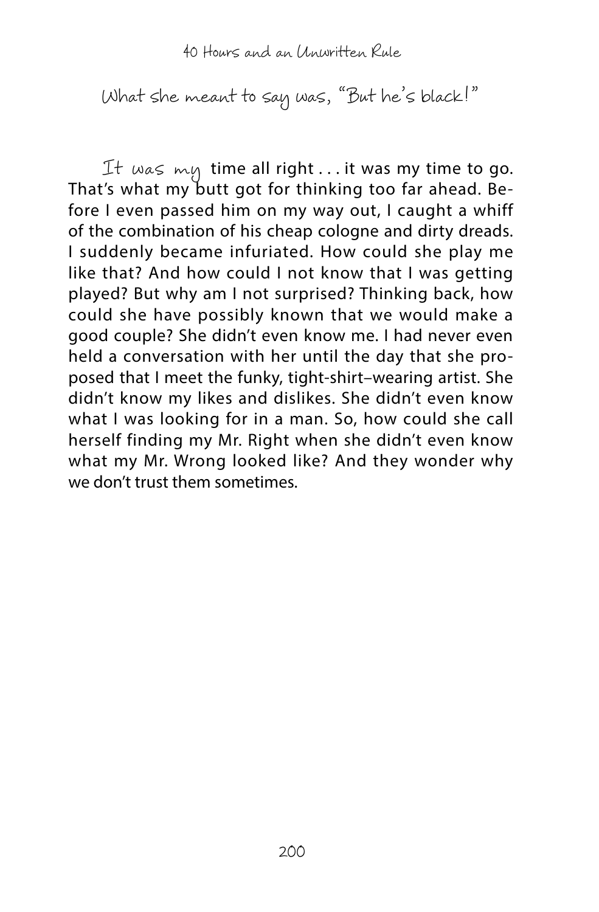What she meant to say was, "But he's black!"

It was my time all right . . . it was my time to go. That's what my butt got for thinking too far ahead. Before I even passed him on my way out, I caught a whiff of the combination of his cheap cologne and dirty dreads. I suddenly became infuriated. How could she play me like that? And how could I not know that I was getting played? But why am I not surprised? Thinking back, how could she have possibly known that we would make a good couple? She didn't even know me. I had never even held a conversation with her until the day that she proposed that I meet the funky, tight-shirt–wearing artist. She didn't know my likes and dislikes. She didn't even know what I was looking for in a man. So, how could she call herself finding my Mr. Right when she didn't even know what my Mr. Wrong looked like? And they wonder why we don't trust them sometimes.